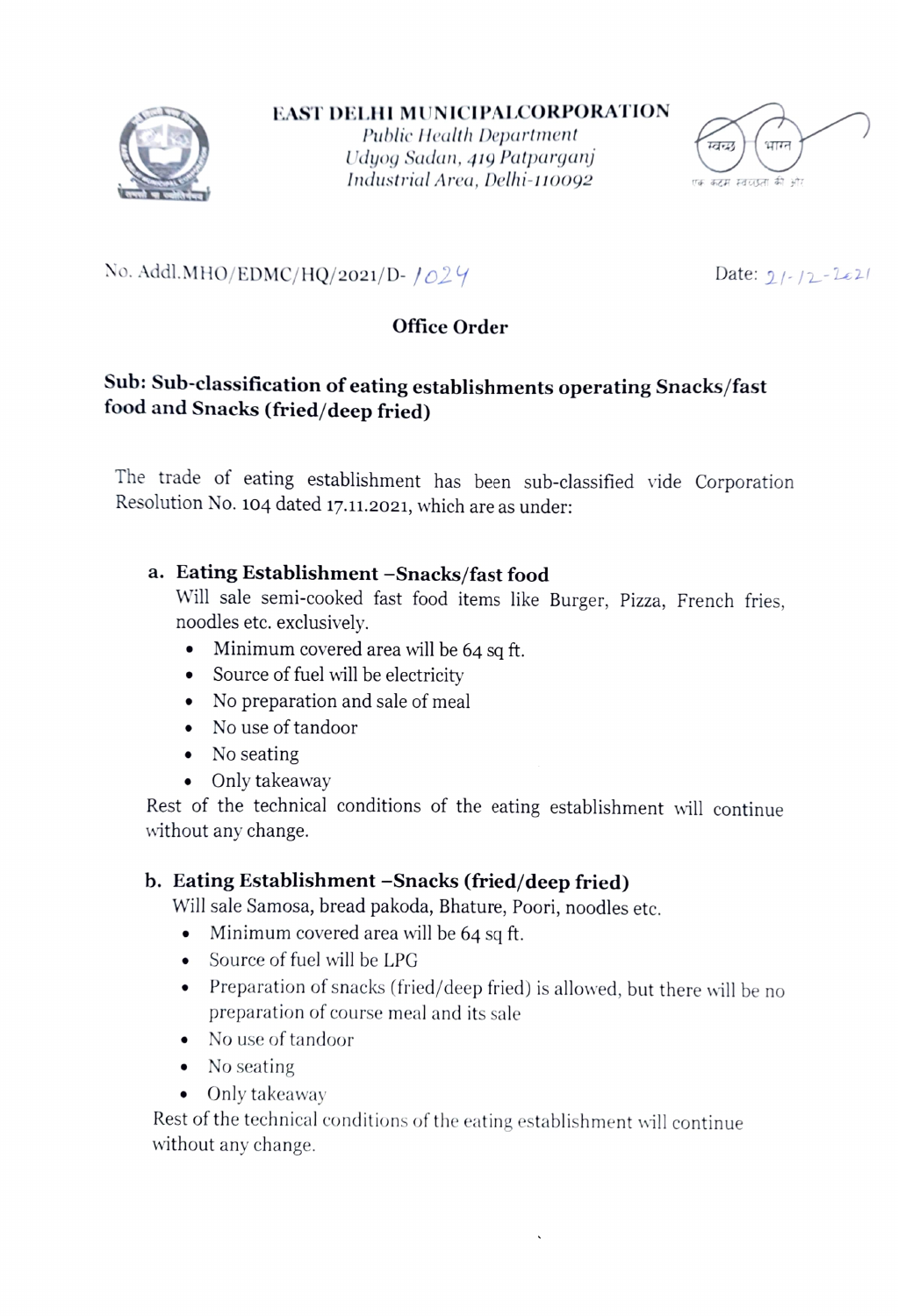**EAST DELHI MUNICIPALCORPORATION**
*Public Health Department*
*Udyog Sadan, 419 Patparganj*
*Industrial Area, Delhi-110092*

स्वच्छ भारत
एक कदम स्वच्छता की ओर

No. Addl.MHO/EDMC/HQ/2021/D- 1024

Date: 21-12-2021

## Office Order

### Sub: Sub-classification of eating establishments operating Snacks/fast food and Snacks (fried/deep fried)

The trade of eating establishment has been sub-classified vide Corporation Resolution No. 104 dated 17.11.2021, which are as under:

**a. Eating Establishment –Snacks/fast food**

Will sale semi-cooked fast food items like Burger, Pizza, French fries, noodles etc. exclusively.

- Minimum covered area will be 64 sq ft.
- Source of fuel will be electricity
- No preparation and sale of meal
- No use of tandoor
- No seating
- Only takeaway

Rest of the technical conditions of the eating establishment will continue without any change.

**b. Eating Establishment –Snacks (fried/deep fried)**

Will sale Samosa, bread pakoda, Bhature, Poori, noodles etc.

- Minimum covered area will be 64 sq ft.
- Source of fuel will be LPG
- Preparation of snacks (fried/deep fried) is allowed, but there will be no preparation of course meal and its sale
- No use of tandoor
- No seating
- Only takeaway

Rest of the technical conditions of the eating establishment will continue without any change.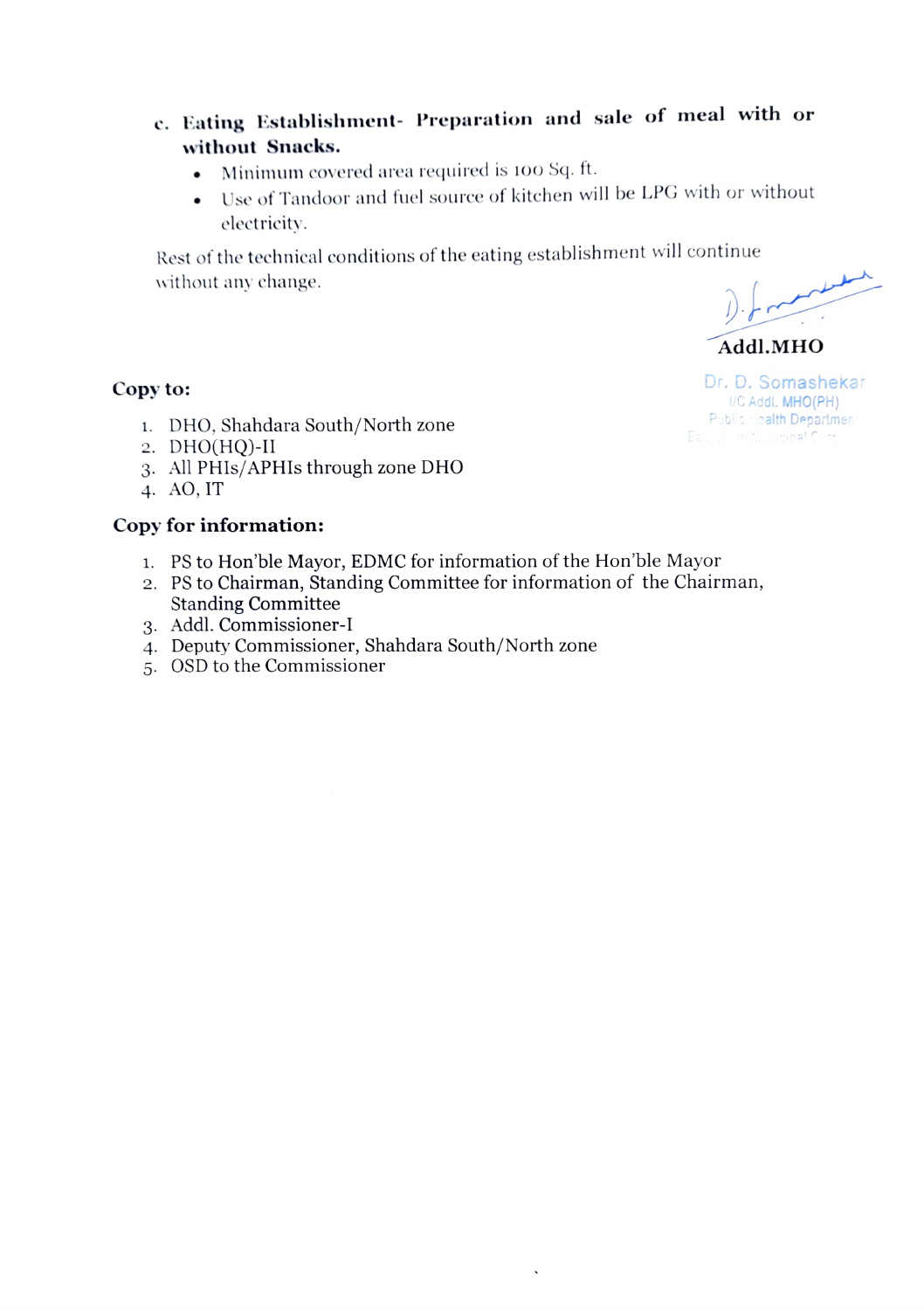c. **Eating Establishment- Preparation and sale of meal with or without Snacks.**

- Minimum covered area required is 100 Sq. ft.
- Use of Tandoor and fuel source of kitchen will be LPG with or without electricity.

Rest of the technical conditions of the eating establishment will continue without any change.

Addl.MHO

Dr. D. Somashekar
I/C Addl. MHO(PH)
Public Health Department

**Copy to:**

1. DHO, Shahdara South/North zone
2. DHO(HQ)-II
3. All PHIs/APHIs through zone DHO
4. AO, IT

**Copy for information:**

1. PS to Hon'ble Mayor, EDMC for information of the Hon'ble Mayor
2. PS to Chairman, Standing Committee for information of the Chairman, Standing Committee
3. Addl. Commissioner-I
4. Deputy Commissioner, Shahdara South/North zone
5. OSD to the Commissioner